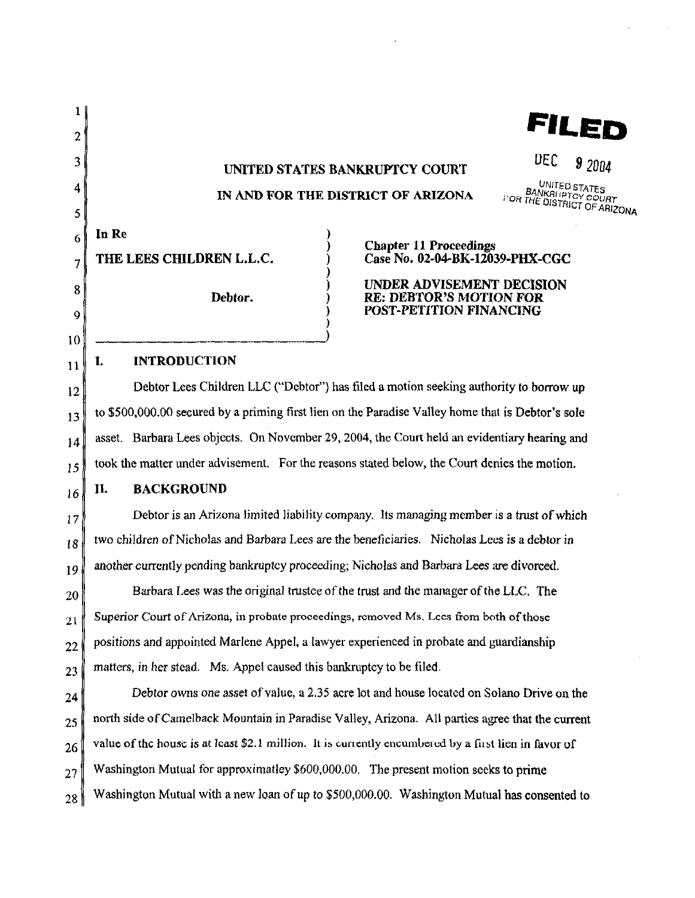**FILED**

DEC 9 2004

UNITED STATES BANKRUPTCY COURT FOR THE DISTRICT OF ARIZONA

UNITED STATES BANKRUPTCY COURT

IN AND FOR THE DISTRICT OF ARIZONA

In Re

THE LEES CHILDREN L.L.C.

Debtor.

Chapter 11 Proceedings
Case No. 02-04-BK-12039-PHX-CGC

**UNDER ADVISEMENT DECISION RE: DEBTOR'S MOTION FOR POST-PETITION FINANCING**

## I. INTRODUCTION

Debtor Lees Children LLC ("Debtor") has filed a motion seeking authority to borrow up to $500,000.00 secured by a priming first lien on the Paradise Valley home that is Debtor's sole asset. Barbara Lees objects. On November 29, 2004, the Court held an evidentiary hearing and took the matter under advisement. For the reasons stated below, the Court denies the motion.

## II. BACKGROUND

Debtor is an Arizona limited liability company. Its managing member is a trust of which two children of Nicholas and Barbara Lees are the beneficiaries. Nicholas Lees is a debtor in another currently pending bankruptcy proceeding; Nicholas and Barbara Lees are divorced.

Barbara Lees was the original trustee of the trust and the manager of the LLC. The Superior Court of Arizona, in probate proceedings, removed Ms. Lees from both of those positions and appointed Marlene Appel, a lawyer experienced in probate and guardianship matters, in her stead. Ms. Appel caused this bankruptcy to be filed.

Debtor owns one asset of value, a 2.35 acre lot and house located on Solano Drive on the north side of Camelback Mountain in Paradise Valley, Arizona. All parties agree that the current value of the house is at least $2.1 million. It is currently encumbered by a first lien in favor of Washington Mutual for approximatley $600,000.00. The present motion seeks to prime Washington Mutual with a new loan of up to $500,000.00. Washington Mutual has consented to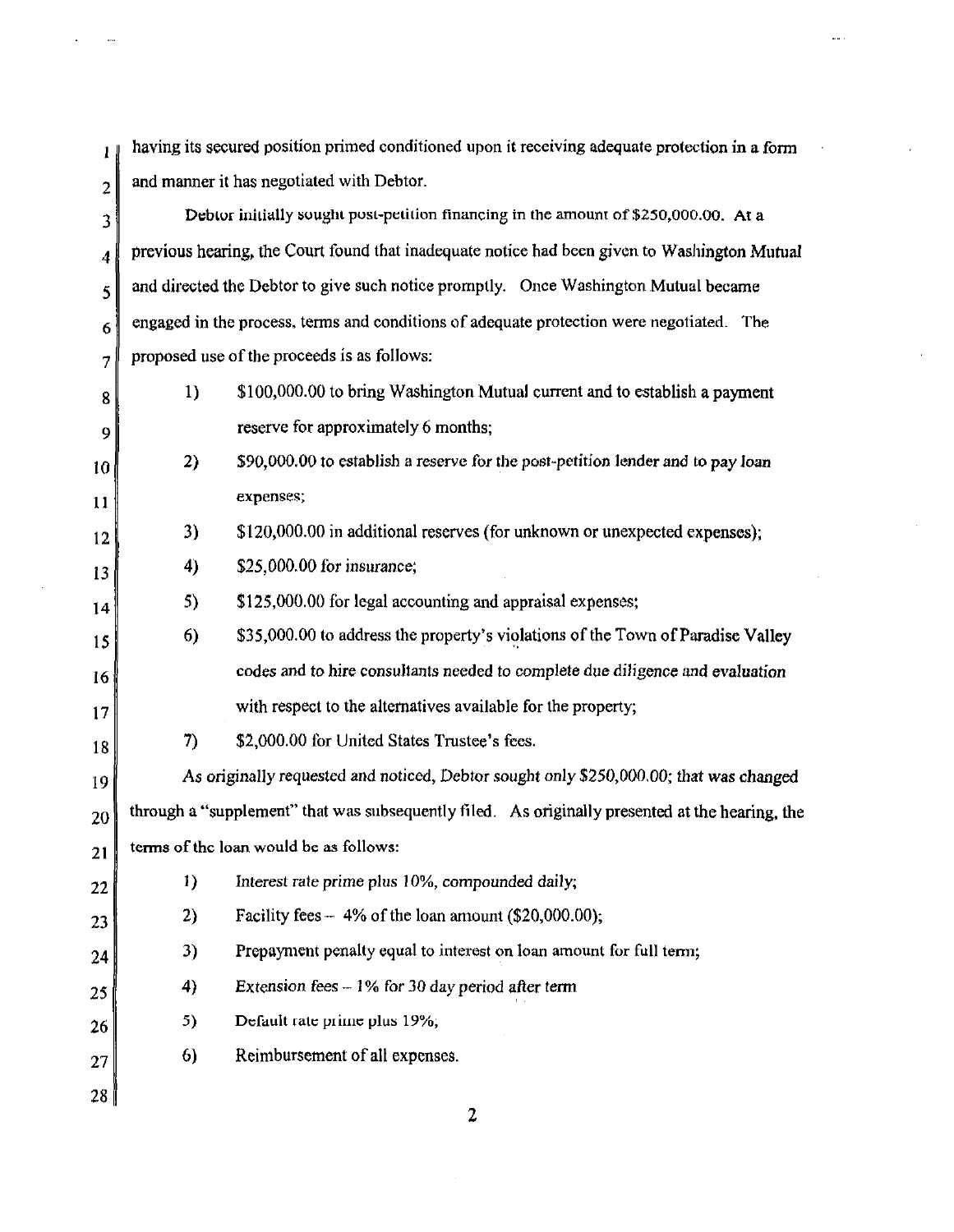having its secured position primed conditioned upon it receiving adequate protection in a form and manner it has negotiated with Debtor.

Debtor initially sought post-petition financing in the amount of $250,000.00. At a previous hearing, the Court found that inadequate notice had been given to Washington Mutual and directed the Debtor to give such notice promptly. Once Washington Mutual became engaged in the process, terms and conditions of adequate protection were negotiated. The proposed use of the proceeds is as follows:

1) $100,000.00 to bring Washington Mutual current and to establish a payment reserve for approximately 6 months;
2) $90,000.00 to establish a reserve for the post-petition lender and to pay loan expenses;
3) $120,000.00 in additional reserves (for unknown or unexpected expenses);
4) $25,000.00 for insurance;
5) $125,000.00 for legal accounting and appraisal expenses;
6) $35,000.00 to address the property's violations of the Town of Paradise Valley codes and to hire consultants needed to complete due diligence and evaluation with respect to the alternatives available for the property;
7) $2,000.00 for United States Trustee's fees.

As originally requested and noticed, Debtor sought only $250,000.00; that was changed through a "supplement" that was subsequently filed. As originally presented at the hearing, the terms of the loan would be as follows:

1) Interest rate prime plus 10%, compounded daily;
2) Facility fees – 4% of the loan amount ($20,000.00);
3) Prepayment penalty equal to interest on loan amount for full term;
4) Extension fees – 1% for 30 day period after term
5) Default rate prime plus 19%;
6) Reimbursement of all expenses.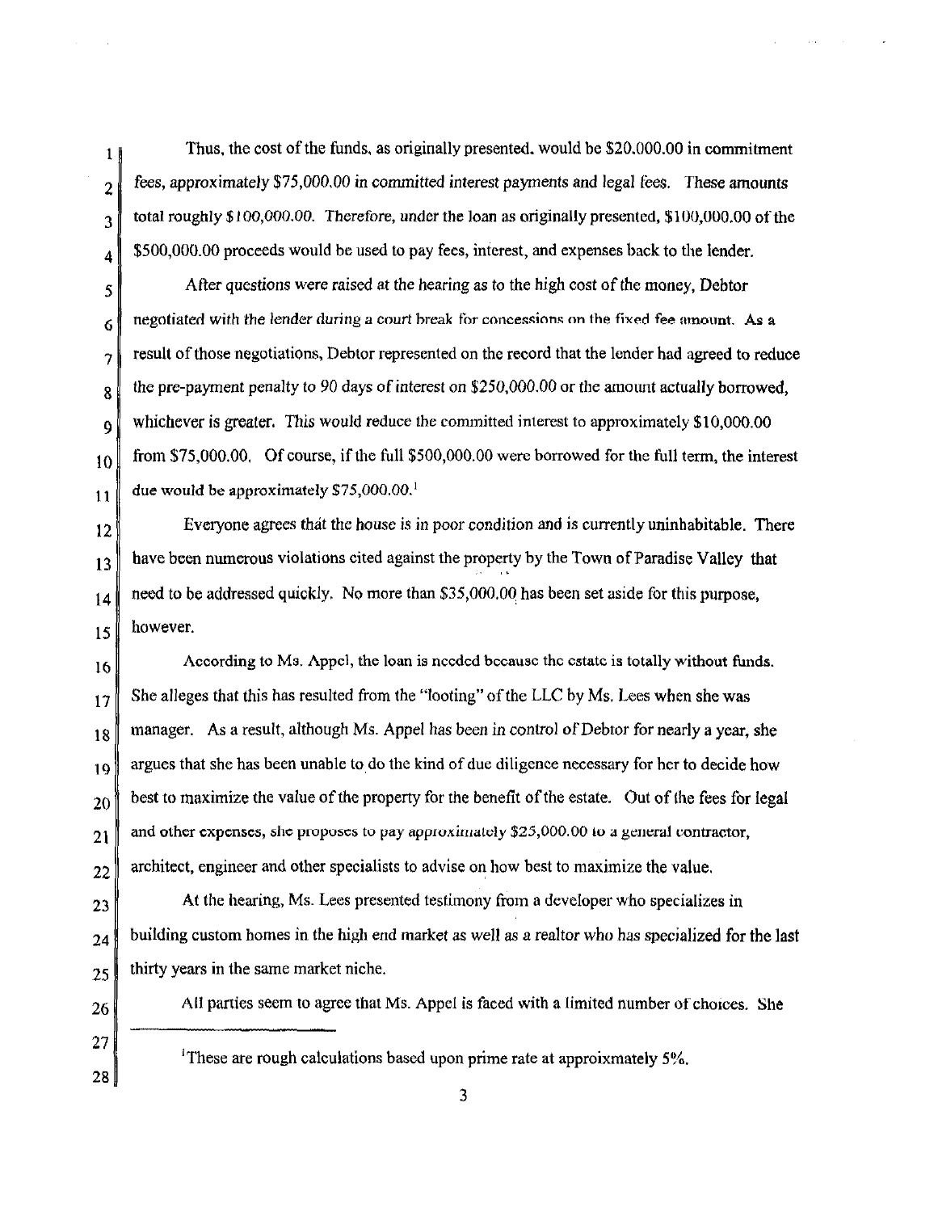Thus, the cost of the funds, as originally presented, would be $20,000.00 in commitment fees, approximately $75,000.00 in committed interest payments and legal fees. These amounts total roughly $100,000.00. Therefore, under the loan as originally presented, $100,000.00 of the $500,000.00 proceeds would be used to pay fees, interest, and expenses back to the lender.

After questions were raised at the hearing as to the high cost of the money, Debtor negotiated with the lender during a court break for concessions on the fixed fee amount. As a result of those negotiations, Debtor represented on the record that the lender had agreed to reduce the pre-payment penalty to 90 days of interest on $250,000.00 or the amount actually borrowed, whichever is greater. This would reduce the committed interest to approximately $10,000.00 from $75,000.00. Of course, if the full $500,000.00 were borrowed for the full term, the interest due would be approximately $75,000.00.[1]

Everyone agrees that the house is in poor condition and is currently uninhabitable. There have been numerous violations cited against the property by the Town of Paradise Valley that need to be addressed quickly. No more than $35,000.00 has been set aside for this purpose, however.

According to Ms. Appel, the loan is needed because the estate is totally without funds. She alleges that this has resulted from the "looting" of the LLC by Ms. Lees when she was manager. As a result, although Ms. Appel has been in control of Debtor for nearly a year, she argues that she has been unable to do the kind of due diligence necessary for her to decide how best to maximize the value of the property for the benefit of the estate. Out of the fees for legal and other expenses, she proposes to pay approximately $25,000.00 to a general contractor, architect, engineer and other specialists to advise on how best to maximize the value.

At the hearing, Ms. Lees presented testimony from a developer who specializes in building custom homes in the high end market as well as a realtor who has specialized for the last thirty years in the same market niche.

All parties seem to agree that Ms. Appel is faced with a limited number of choices. She

---

[1] These are rough calculations based upon prime rate at approixmately 5%.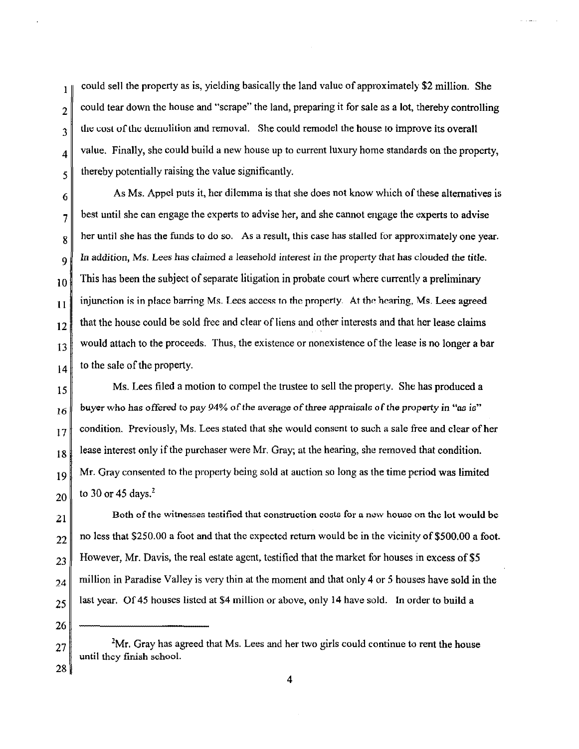could sell the property as is, yielding basically the land value of approximately $2 million. She could tear down the house and "scrape" the land, preparing it for sale as a lot, thereby controlling the cost of the demolition and removal. She could remodel the house to improve its overall value. Finally, she could build a new house up to current luxury home standards on the property, thereby potentially raising the value significantly.

As Ms. Appel puts it, her dilemma is that she does not know which of these alternatives is best until she can engage the experts to advise her, and she cannot engage the experts to advise her until she has the funds to do so. As a result, this case has stalled for approximately one year. In addition, Ms. Lees has claimed a leasehold interest in the property that has clouded the title. This has been the subject of separate litigation in probate court where currently a preliminary injunction is in place barring Ms. Lees access to the property. At the hearing, Ms. Lees agreed that the house could be sold free and clear of liens and other interests and that her lease claims would attach to the proceeds. Thus, the existence or nonexistence of the lease is no longer a bar to the sale of the property.

Ms. Lees filed a motion to compel the trustee to sell the property. She has produced a buyer who has offered to pay 94% of the average of three appraisals of the property in "as is" condition. Previously, Ms. Lees stated that she would consent to such a sale free and clear of her lease interest only if the purchaser were Mr. Gray; at the hearing, she removed that condition. Mr. Gray consented to the property being sold at auction so long as the time period was limited to 30 or 45 days.[2]

Both of the witnesses testified that construction costs for a new house on the lot would be no less that $250.00 a foot and that the expected return would be in the vicinity of $500.00 a foot. However, Mr. Davis, the real estate agent, testified that the market for houses in excess of $5 million in Paradise Valley is very thin at the moment and that only 4 or 5 houses have sold in the last year. Of 45 houses listed at $4 million or above, only 14 have sold. In order to build a

---

[2]Mr. Gray has agreed that Ms. Lees and her two girls could continue to rent the house until they finish school.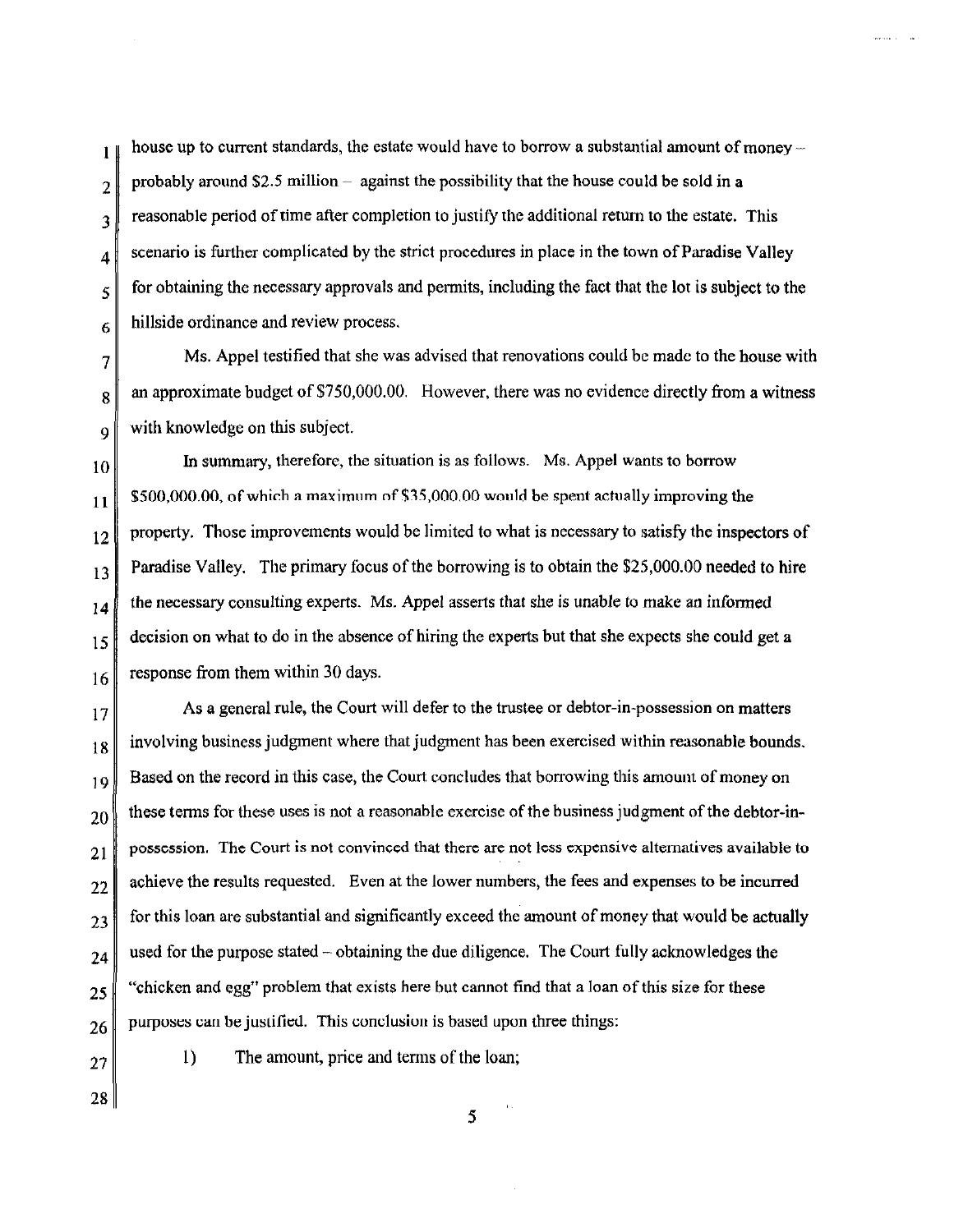house up to current standards, the estate would have to borrow a substantial amount of money – probably around $2.5 million – against the possibility that the house could be sold in a reasonable period of time after completion to justify the additional return to the estate. This scenario is further complicated by the strict procedures in place in the town of Paradise Valley for obtaining the necessary approvals and permits, including the fact that the lot is subject to the hillside ordinance and review process.

Ms. Appel testified that she was advised that renovations could be made to the house with an approximate budget of $750,000.00. However, there was no evidence directly from a witness with knowledge on this subject.

In summary, therefore, the situation is as follows. Ms. Appel wants to borrow $500,000.00, of which a maximum of $35,000.00 would be spent actually improving the property. Those improvements would be limited to what is necessary to satisfy the inspectors of Paradise Valley. The primary focus of the borrowing is to obtain the $25,000.00 needed to hire the necessary consulting experts. Ms. Appel asserts that she is unable to make an informed decision on what to do in the absence of hiring the experts but that she expects she could get a response from them within 30 days.

As a general rule, the Court will defer to the trustee or debtor-in-possession on matters involving business judgment where that judgment has been exercised within reasonable bounds. Based on the record in this case, the Court concludes that borrowing this amount of money on these terms for these uses is not a reasonable exercise of the business judgment of the debtor-in-possession. The Court is not convinced that there are not less expensive alternatives available to achieve the results requested. Even at the lower numbers, the fees and expenses to be incurred for this loan are substantial and significantly exceed the amount of money that would be actually used for the purpose stated – obtaining the due diligence. The Court fully acknowledges the "chicken and egg" problem that exists here but cannot find that a loan of this size for these purposes can be justified. This conclusion is based upon three things:

1) The amount, price and terms of the loan;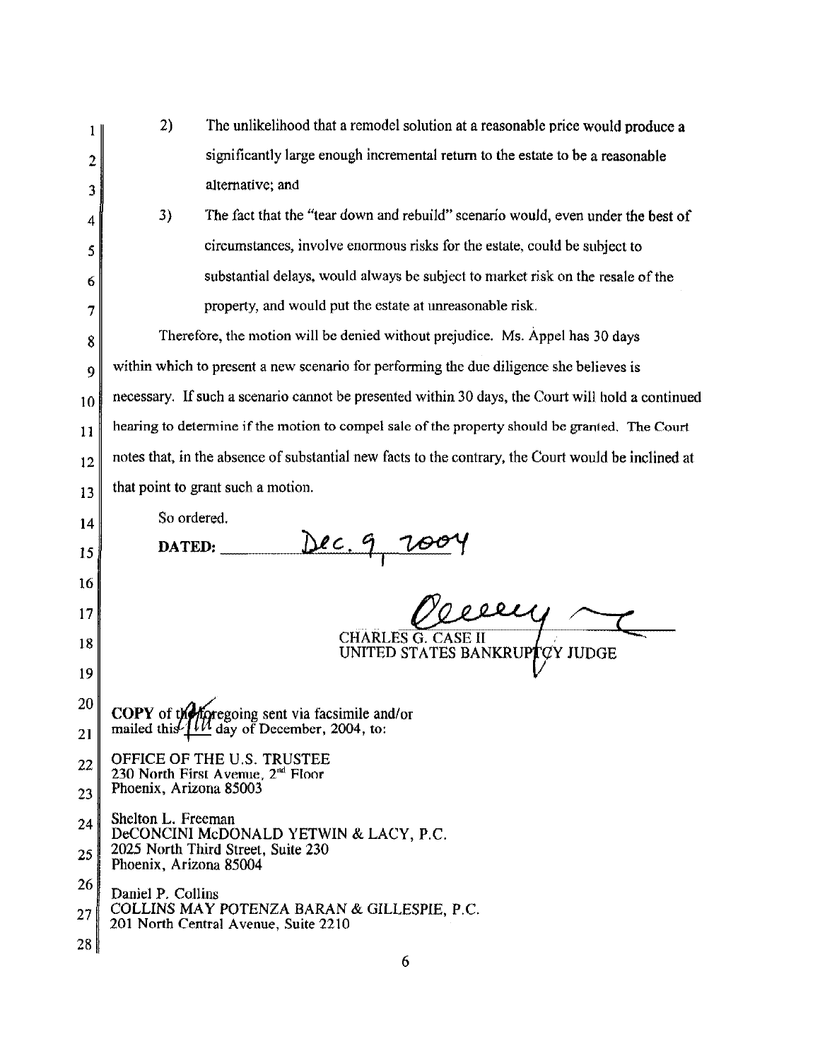2) The unlikelihood that a remodel solution at a reasonable price would produce a significantly large enough incremental return to the estate to be a reasonable alternative; and

3) The fact that the "tear down and rebuild" scenario would, even under the best of circumstances, involve enormous risks for the estate, could be subject to substantial delays, would always be subject to market risk on the resale of the property, and would put the estate at unreasonable risk.

Therefore, the motion will be denied without prejudice. Ms. Appel has 30 days within which to present a new scenario for performing the due diligence she believes is necessary. If such a scenario cannot be presented within 30 days, the Court will hold a continued hearing to determine if the motion to compel sale of the property should be granted. The Court notes that, in the absence of substantial new facts to the contrary, the Court would be inclined at that point to grant such a motion.

So ordered.

**DATED:** Dec. 9, 2004

CHARLES G. CASE II
UNITED STATES BANKRUPTCY JUDGE

**COPY** of the foregoing sent via facsimile and/or mailed this 10th day of December, 2004, to:

OFFICE OF THE U.S. TRUSTEE
230 North First Avenue, 2nd Floor
Phoenix, Arizona 85003

Shelton L. Freeman
DeCONCINI McDONALD YETWIN & LACY, P.C.
2025 North Third Street, Suite 230
Phoenix, Arizona 85004

Daniel P. Collins
COLLINS MAY POTENZA BARAN & GILLESPIE, P.C.
201 North Central Avenue, Suite 2210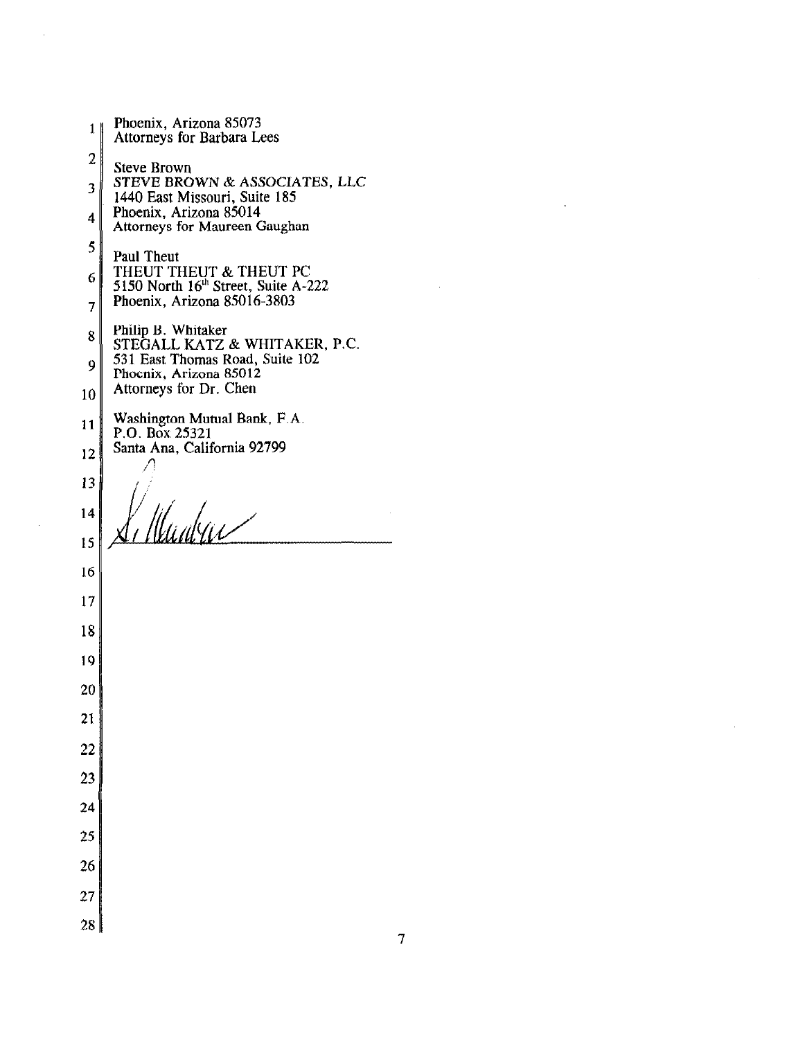Phoenix, Arizona 85073
Attorneys for Barbara Lees

Steve Brown
*STEVE BROWN & ASSOCIATES, LLC*
1440 East Missouri, Suite 185
Phoenix, Arizona 85014
Attorneys for Maureen Gaughan

Paul Theut
THEUT THEUT & THEUT PC
5150 North 16th Street, Suite A-222
Phoenix, Arizona 85016-3803

Philip B. Whitaker
STEGALL KATZ & WHITAKER, P.C.
531 East Thomas Road, Suite 102
Phoenix, Arizona 85012
Attorneys for Dr. Chen

Washington Mutual Bank, F.A.
P.O. Box 25321
Santa Ana, California 92799